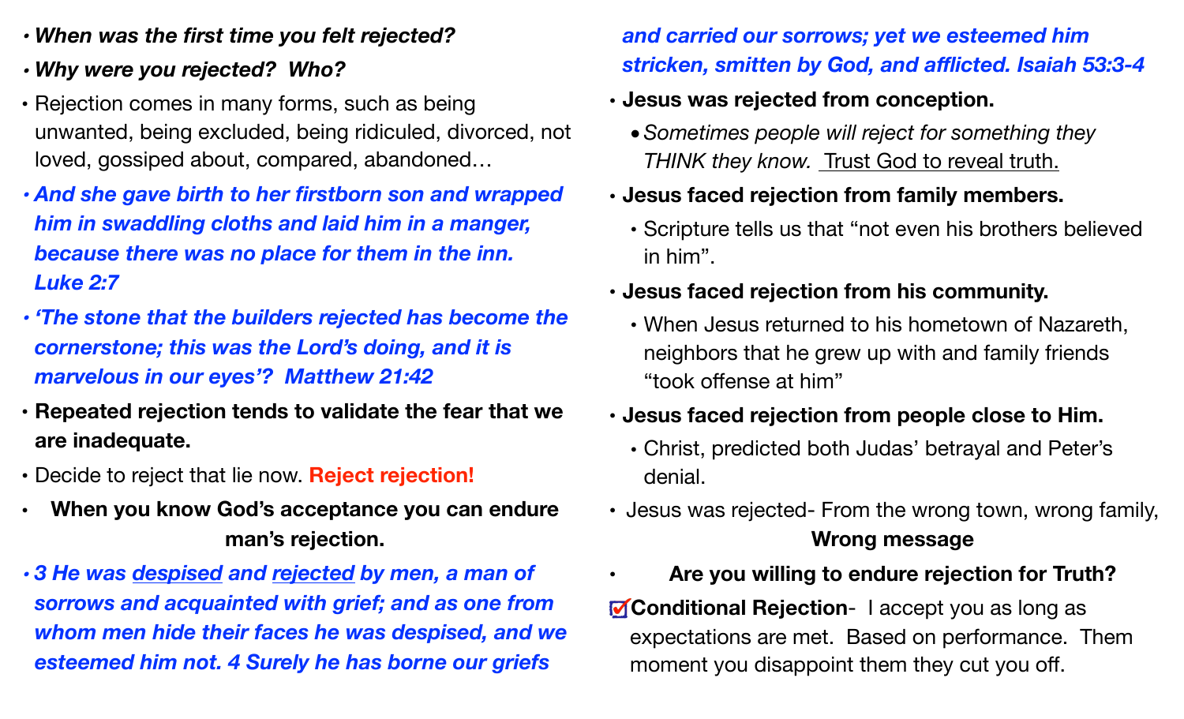- ***When was the first time you felt rejected?***
- ***Why were you rejected? Who?***
- Rejection comes in many forms, such as being unwanted, being excluded, being ridiculed, divorced, not loved, gossiped about, compared, abandoned…
- ***And she gave birth to her firstborn son and wrapped him in swaddling cloths and laid him in a manger, because there was no place for them in the inn. Luke 2:7***
- ***'The stone that the builders rejected has become the cornerstone; this was the Lord's doing, and it is marvelous in our eyes'? Matthew 21:42***
- **Repeated rejection tends to validate the fear that we are inadequate.**
- Decide to reject that lie now. **Reject rejection!**
- **When you know God's acceptance you can endure man's rejection.**
- ***3 He was <u>despised</u> and <u>rejected</u> by men, a man of sorrows and acquainted with grief; and as one from whom men hide their faces he was despised, and we esteemed him not. 4 Surely he has borne our griefs and carried our sorrows; yet we esteemed him stricken, smitten by God, and afflicted. Isaiah 53:3-4***
- **Jesus was rejected from conception.**
  - *Sometimes people will reject for something they THINK they know.* <u>Trust God to reveal truth.</u>
- **Jesus faced rejection from family members.**
  - Scripture tells us that "not even his brothers believed in him".
- **Jesus faced rejection from his community.**
  - When Jesus returned to his hometown of Nazareth, neighbors that he grew up with and family friends "took offense at him"
- **Jesus faced rejection from people close to Him.**
  - Christ, predicted both Judas' betrayal and Peter's denial.
- Jesus was rejected- From the wrong town, wrong family, **Wrong message**
- **Are you willing to endure rejection for Truth?**

☑ **Conditional Rejection**- I accept you as long as expectations are met. Based on performance. Them moment you disappoint them they cut you off.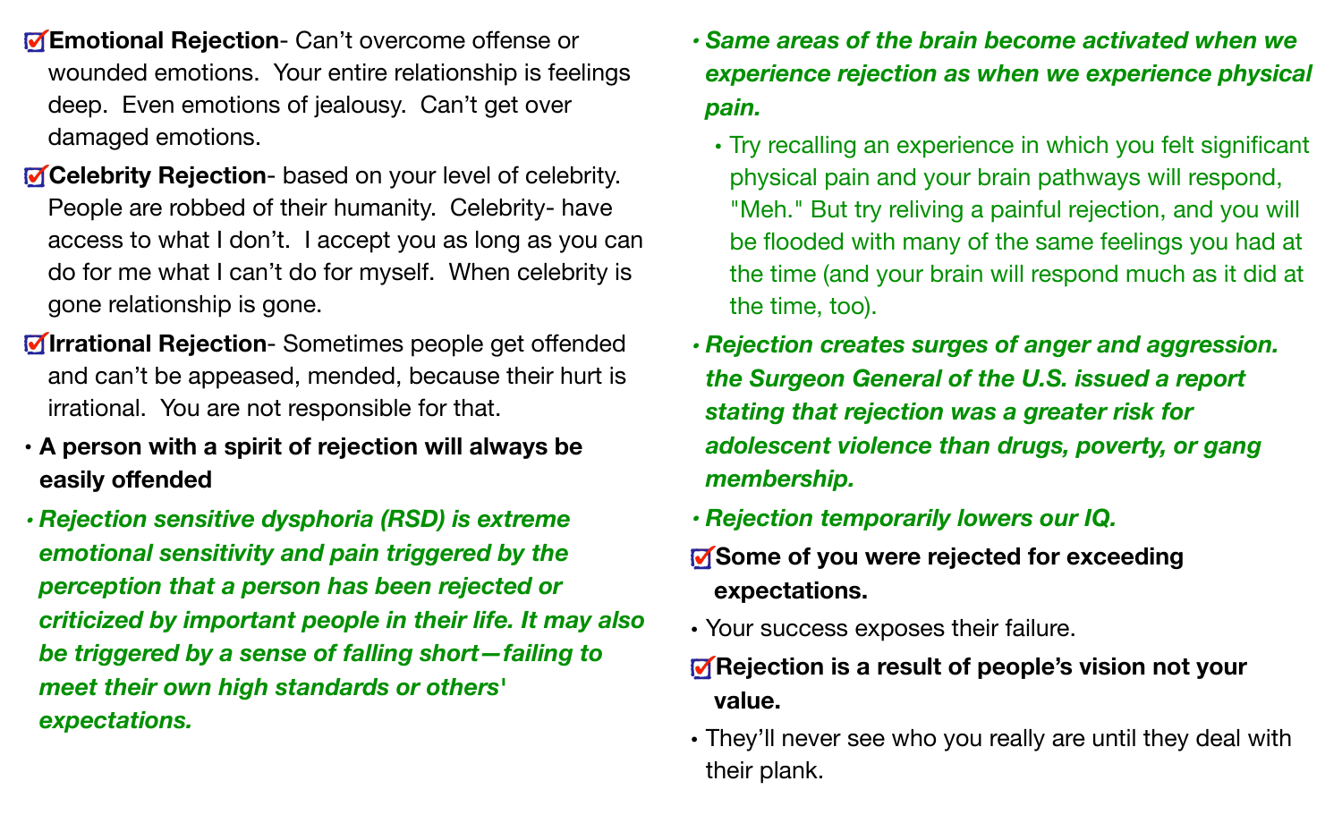- ☑ **Emotional Rejection**- Can't overcome offense or wounded emotions. Your entire relationship is feelings deep. Even emotions of jealousy. Can't get over damaged emotions.
- ☑ **Celebrity Rejection**- based on your level of celebrity. People are robbed of their humanity. Celebrity- have access to what I don't. I accept you as long as you can do for me what I can't do for myself. When celebrity is gone relationship is gone.
- ☑ **Irrational Rejection**- Sometimes people get offended and can't be appeased, mended, because their hurt is irrational. You are not responsible for that.
- **A person with a spirit of rejection will always be easily offended**
- ***Rejection sensitive dysphoria (RSD) is extreme emotional sensitivity and pain triggered by the perception that a person has been rejected or criticized by important people in their life. It may also be triggered by a sense of falling short—failing to meet their own high standards or others' expectations.***
- ***Same areas of the brain become activated when we experience rejection as when we experience physical pain.***
  - Try recalling an experience in which you felt significant physical pain and your brain pathways will respond, "Meh." But try reliving a painful rejection, and you will be flooded with many of the same feelings you had at the time (and your brain will respond much as it did at the time, too).
- ***Rejection creates surges of anger and aggression. the Surgeon General of the U.S. issued a report stating that rejection was a greater risk for adolescent violence than drugs, poverty, or gang membership.***
- ***Rejection temporarily lowers our IQ.***
- ☑ **Some of you were rejected for exceeding expectations.**
- Your success exposes their failure.
- ☑ **Rejection is a result of people's vision not your value.**
- They'll never see who you really are until they deal with their plank.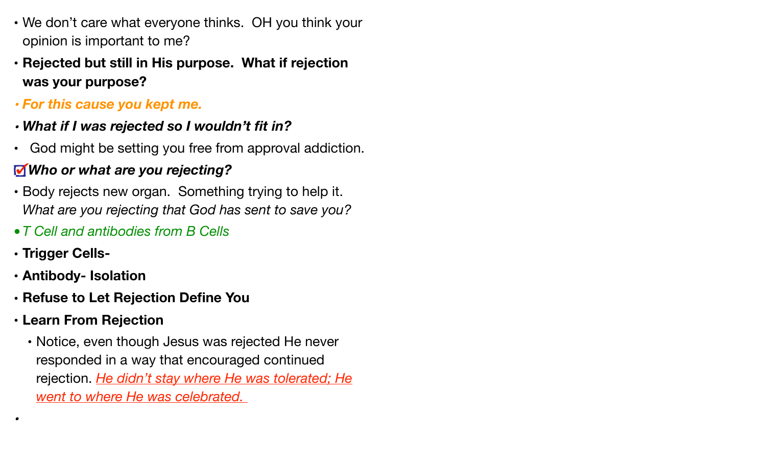- We don't care what everyone thinks. OH you think your opinion is important to me?
- **Rejected but still in His purpose. What if rejection was your purpose?**
- ***For this cause you kept me.***
- ***What if I was rejected so I wouldn't fit in?***
- God might be setting you free from approval addiction.
- ☑ ***Who or what are you rejecting?***
- Body rejects new organ. Something trying to help it. *What are you rejecting that God has sent to save you?*
- *T Cell and antibodies from B Cells*
- **Trigger Cells-**
- **Antibody- Isolation**
- **Refuse to Let Rejection Define You**
- **Learn From Rejection**
  - Notice, even though Jesus was rejected He never responded in a way that encouraged continued rejection. *He didn't stay where He was tolerated; He went to where He was celebrated.*